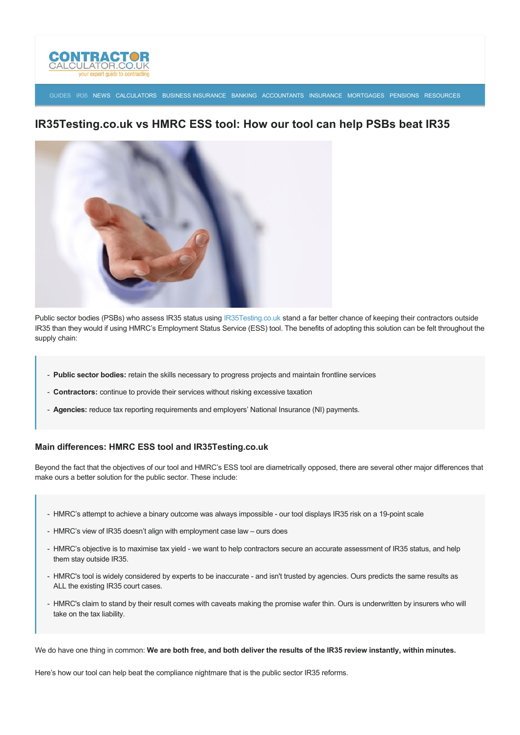# IR35Testing.co.uk vs HMRC ESS tool: How our tool can help PSBs beat IR35

Public sector bodies (PSBs) who assess IR35 status using IR35Testing.co.uk stand a far better chance of keeping their contractors outside IR35 than they would if using HMRC's Employment Status Service (ESS) tool. The benefits of adopting this solution can be felt throughout the supply chain:

- **Public sector bodies:** retain the skills necessary to progress projects and maintain frontline services
- **Contractors:** continue to provide their services without risking excessive taxation
- **Agencies:** reduce tax reporting requirements and employers' National Insurance (NI) payments.

### Main differences: HMRC ESS tool and IR35Testing.co.uk

Beyond the fact that the objectives of our tool and HMRC's ESS tool are diametrically opposed, there are several other major differences that make ours a better solution for the public sector. These include:

- HMRC's attempt to achieve a binary outcome was always impossible - our tool displays IR35 risk on a 19-point scale
- HMRC's view of IR35 doesn't align with employment case law – ours does
- HMRC's objective is to maximise tax yield - we want to help contractors secure an accurate assessment of IR35 status, and help them stay outside IR35.
- HMRC's tool is widely considered by experts to be inaccurate - and isn't trusted by agencies. Ours predicts the same results as ALL the existing IR35 court cases.
- HMRC's claim to stand by their result comes with caveats making the promise wafer thin. Ours is underwritten by insurers who will take on the tax liability.

We do have one thing in common: **We are both free, and both deliver the results of the IR35 review instantly, within minutes.**

Here's how our tool can help beat the compliance nightmare that is the public sector IR35 reforms.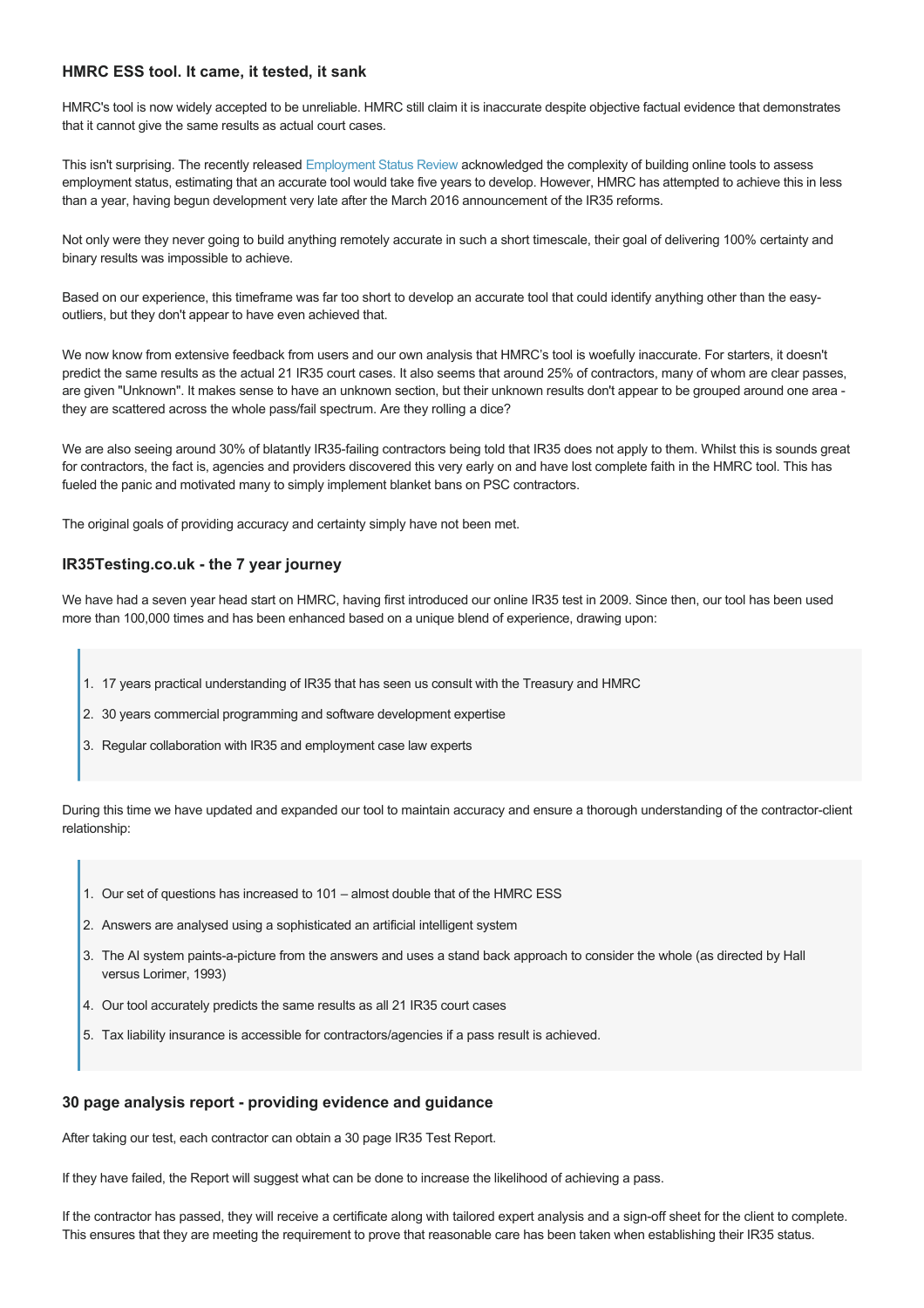### HMRC ESS tool. It came, it tested, it sank

HMRC's tool is now widely accepted to be unreliable. HMRC still claim it is inaccurate despite objective factual evidence that demonstrates that it cannot give the same results as actual court cases.

This isn't surprising. The recently released Employment Status Review acknowledged the complexity of building online tools to assess employment status, estimating that an accurate tool would take five years to develop. However, HMRC has attempted to achieve this in less than a year, having begun development very late after the March 2016 announcement of the IR35 reforms.

Not only were they never going to build anything remotely accurate in such a short timescale, their goal of delivering 100% certainty and binary results was impossible to achieve.

Based on our experience, this timeframe was far too short to develop an accurate tool that could identify anything other than the easy-outliers, but they don't appear to have even achieved that.

We now know from extensive feedback from users and our own analysis that HMRC's tool is woefully inaccurate. For starters, it doesn't predict the same results as the actual 21 IR35 court cases. It also seems that around 25% of contractors, many of whom are clear passes, are given "Unknown". It makes sense to have an unknown section, but their unknown results don't appear to be grouped around one area - they are scattered across the whole pass/fail spectrum. Are they rolling a dice?

We are also seeing around 30% of blatantly IR35-failing contractors being told that IR35 does not apply to them. Whilst this is sounds great for contractors, the fact is, agencies and providers discovered this very early on and have lost complete faith in the HMRC tool. This has fueled the panic and motivated many to simply implement blanket bans on PSC contractors.

The original goals of providing accuracy and certainty simply have not been met.

### IR35Testing.co.uk - the 7 year journey

We have had a seven year head start on HMRC, having first introduced our online IR35 test in 2009. Since then, our tool has been used more than 100,000 times and has been enhanced based on a unique blend of experience, drawing upon:

> 1. 17 years practical understanding of IR35 that has seen us consult with the Treasury and HMRC
> 2. 30 years commercial programming and software development expertise
> 3. Regular collaboration with IR35 and employment case law experts

During this time we have updated and expanded our tool to maintain accuracy and ensure a thorough understanding of the contractor-client relationship:

> 1. Our set of questions has increased to 101 – almost double that of the HMRC ESS
> 2. Answers are analysed using a sophisticated an artificial intelligent system
> 3. The AI system paints-a-picture from the answers and uses a stand back approach to consider the whole (as directed by Hall versus Lorimer, 1993)
> 4. Our tool accurately predicts the same results as all 21 IR35 court cases
> 5. Tax liability insurance is accessible for contractors/agencies if a pass result is achieved.

### 30 page analysis report - providing evidence and guidance

After taking our test, each contractor can obtain a 30 page IR35 Test Report.

If they have failed, the Report will suggest what can be done to increase the likelihood of achieving a pass.

If the contractor has passed, they will receive a certificate along with tailored expert analysis and a sign-off sheet for the client to complete. This ensures that they are meeting the requirement to prove that reasonable care has been taken when establishing their IR35 status.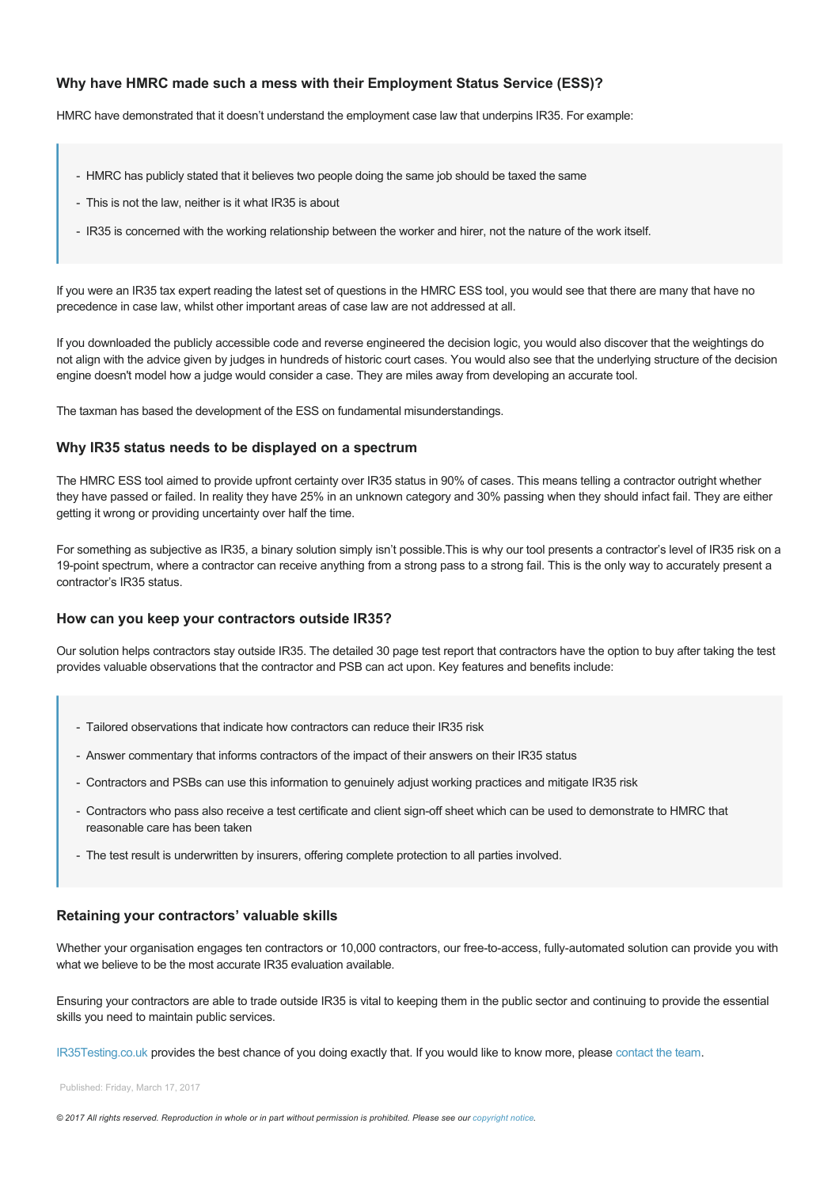### Why have HMRC made such a mess with their Employment Status Service (ESS)?

HMRC have demonstrated that it doesn't understand the employment case law that underpins IR35. For example:

> - HMRC has publicly stated that it believes two people doing the same job should be taxed the same
> - This is not the law, neither is it what IR35 is about
> - IR35 is concerned with the working relationship between the worker and hirer, not the nature of the work itself.

If you were an IR35 tax expert reading the latest set of questions in the HMRC ESS tool, you would see that there are many that have no precedence in case law, whilst other important areas of case law are not addressed at all.

If you downloaded the publicly accessible code and reverse engineered the decision logic, you would also discover that the weightings do not align with the advice given by judges in hundreds of historic court cases. You would also see that the underlying structure of the decision engine doesn't model how a judge would consider a case. They are miles away from developing an accurate tool.

The taxman has based the development of the ESS on fundamental misunderstandings.

### Why IR35 status needs to be displayed on a spectrum

The HMRC ESS tool aimed to provide upfront certainty over IR35 status in 90% of cases. This means telling a contractor outright whether they have passed or failed. In reality they have 25% in an unknown category and 30% passing when they should infact fail. They are either getting it wrong or providing uncertainty over half the time.

For something as subjective as IR35, a binary solution simply isn't possible.This is why our tool presents a contractor's level of IR35 risk on a 19-point spectrum, where a contractor can receive anything from a strong pass to a strong fail. This is the only way to accurately present a contractor's IR35 status.

### How can you keep your contractors outside IR35?

Our solution helps contractors stay outside IR35. The detailed 30 page test report that contractors have the option to buy after taking the test provides valuable observations that the contractor and PSB can act upon. Key features and benefits include:

> - Tailored observations that indicate how contractors can reduce their IR35 risk
> - Answer commentary that informs contractors of the impact of their answers on their IR35 status
> - Contractors and PSBs can use this information to genuinely adjust working practices and mitigate IR35 risk
> - Contractors who pass also receive a test certificate and client sign-off sheet which can be used to demonstrate to HMRC that reasonable care has been taken
> - The test result is underwritten by insurers, offering complete protection to all parties involved.

### Retaining your contractors' valuable skills

Whether your organisation engages ten contractors or 10,000 contractors, our free-to-access, fully-automated solution can provide you with what we believe to be the most accurate IR35 evaluation available.

Ensuring your contractors are able to trade outside IR35 is vital to keeping them in the public sector and continuing to provide the essential skills you need to maintain public services.

IR35Testing.co.uk provides the best chance of you doing exactly that. If you would like to know more, please contact the team.

Published: Friday, March 17, 2017

*© 2017 All rights reserved. Reproduction in whole or in part without permission is prohibited. Please see our copyright notice.*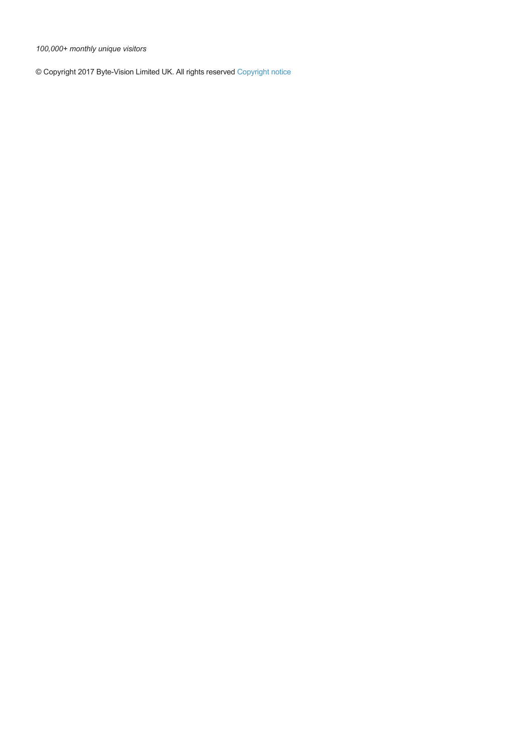*100,000+ monthly unique visitors*

© Copyright 2017 Byte-Vision Limited UK. All rights reserved Copyright notice